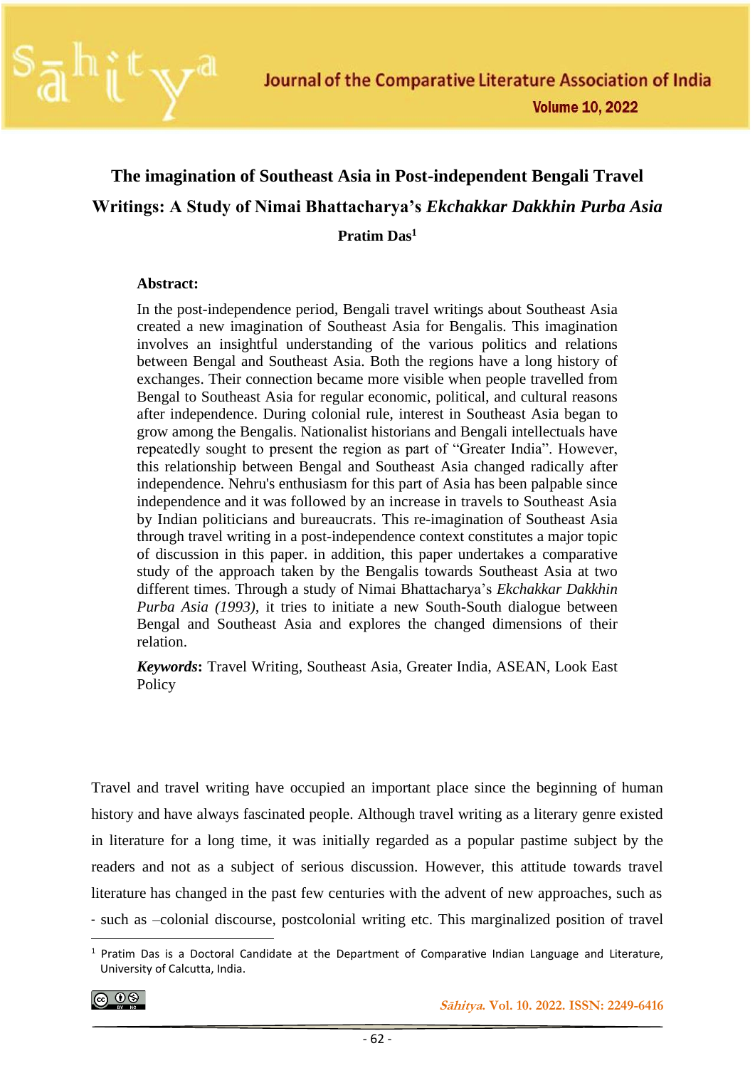Journal of the Comparative Literature Association of India

# The imagination of Southeast Asia in Post-independent Bengali Travel Writings: A Study of Nimai Bhattacharya's *Ekchakkar Dakkhin Purba Asia*

**Pratim Das**[1]

**Abstract:**

In the post-independence period, Bengali travel writings about Southeast Asia created a new imagination of Southeast Asia for Bengalis. This imagination involves an insightful understanding of the various politics and relations between Bengal and Southeast Asia. Both the regions have a long history of exchanges. Their connection became more visible when people travelled from Bengal to Southeast Asia for regular economic, political, and cultural reasons after independence. During colonial rule, interest in Southeast Asia began to grow among the Bengalis. Nationalist historians and Bengali intellectuals have repeatedly sought to present the region as part of "Greater India". However, this relationship between Bengal and Southeast Asia changed radically after independence. Nehru's enthusiasm for this part of Asia has been palpable since independence and it was followed by an increase in travels to Southeast Asia by Indian politicians and bureaucrats. This re-imagination of Southeast Asia through travel writing in a post-independence context constitutes a major topic of discussion in this paper. in addition, this paper undertakes a comparative study of the approach taken by the Bengalis towards Southeast Asia at two different times. Through a study of Nimai Bhattacharya's *Ekchakkar Dakkhin Purba Asia (1993)*, it tries to initiate a new South-South dialogue between Bengal and Southeast Asia and explores the changed dimensions of their relation.

***Keywords*:** Travel Writing, Southeast Asia, Greater India, ASEAN, Look East Policy

Travel and travel writing have occupied an important place since the beginning of human history and have always fascinated people. Although travel writing as a literary genre existed in literature for a long time, it was initially regarded as a popular pastime subject by the readers and not as a subject of serious discussion. However, this attitude towards travel literature has changed in the past few centuries with the advent of new approaches, such as - such as –colonial discourse, postcolonial writing etc. This marginalized position of travel

[1] Pratim Das is a Doctoral Candidate at the Department of Comparative Indian Language and Literature, University of Calcutta, India.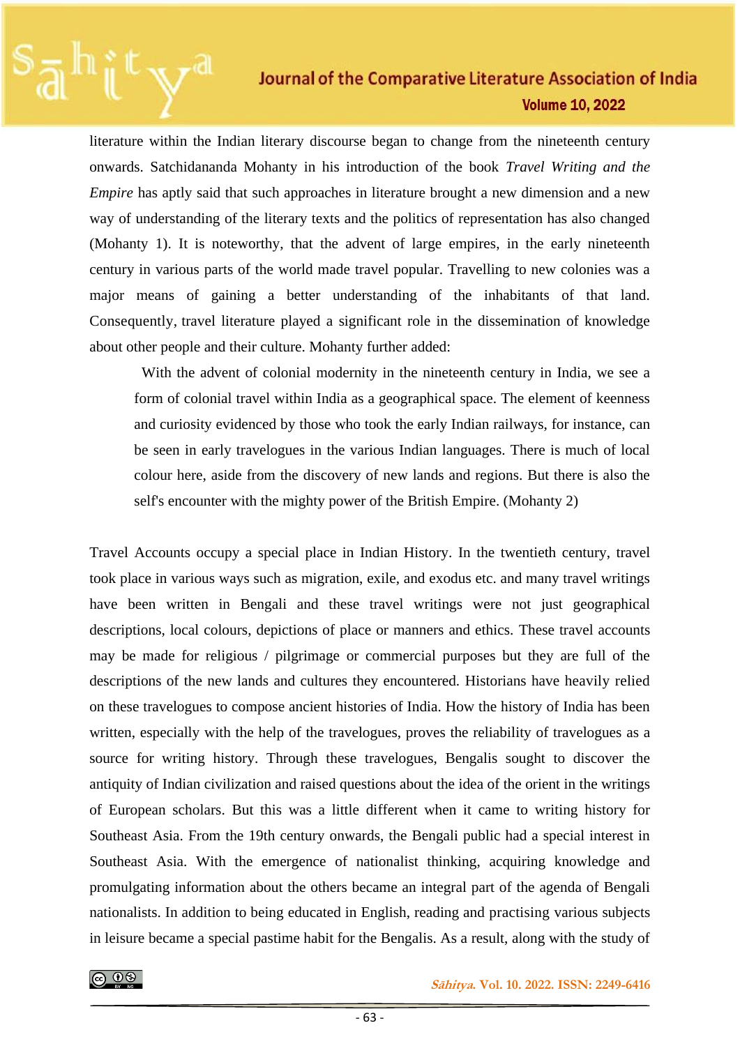literature within the Indian literary discourse began to change from the nineteenth century onwards. Satchidananda Mohanty in his introduction of the book *Travel Writing and the Empire* has aptly said that such approaches in literature brought a new dimension and a new way of understanding of the literary texts and the politics of representation has also changed (Mohanty 1). It is noteworthy, that the advent of large empires, in the early nineteenth century in various parts of the world made travel popular. Travelling to new colonies was a major means of gaining a better understanding of the inhabitants of that land. Consequently, travel literature played a significant role in the dissemination of knowledge about other people and their culture. Mohanty further added:

> With the advent of colonial modernity in the nineteenth century in India, we see a form of colonial travel within India as a geographical space. The element of keenness and curiosity evidenced by those who took the early Indian railways, for instance, can be seen in early travelogues in the various Indian languages. There is much of local colour here, aside from the discovery of new lands and regions. But there is also the self's encounter with the mighty power of the British Empire. (Mohanty 2)

Travel Accounts occupy a special place in Indian History. In the twentieth century, travel took place in various ways such as migration, exile, and exodus etc. and many travel writings have been written in Bengali and these travel writings were not just geographical descriptions, local colours, depictions of place or manners and ethics. These travel accounts may be made for religious / pilgrimage or commercial purposes but they are full of the descriptions of the new lands and cultures they encountered. Historians have heavily relied on these travelogues to compose ancient histories of India. How the history of India has been written, especially with the help of the travelogues, proves the reliability of travelogues as a source for writing history. Through these travelogues, Bengalis sought to discover the antiquity of Indian civilization and raised questions about the idea of the orient in the writings of European scholars. But this was a little different when it came to writing history for Southeast Asia. From the 19th century onwards, the Bengali public had a special interest in Southeast Asia. With the emergence of nationalist thinking, acquiring knowledge and promulgating information about the others became an integral part of the agenda of Bengali nationalists. In addition to being educated in English, reading and practising various subjects in leisure became a special pastime habit for the Bengalis. As a result, along with the study of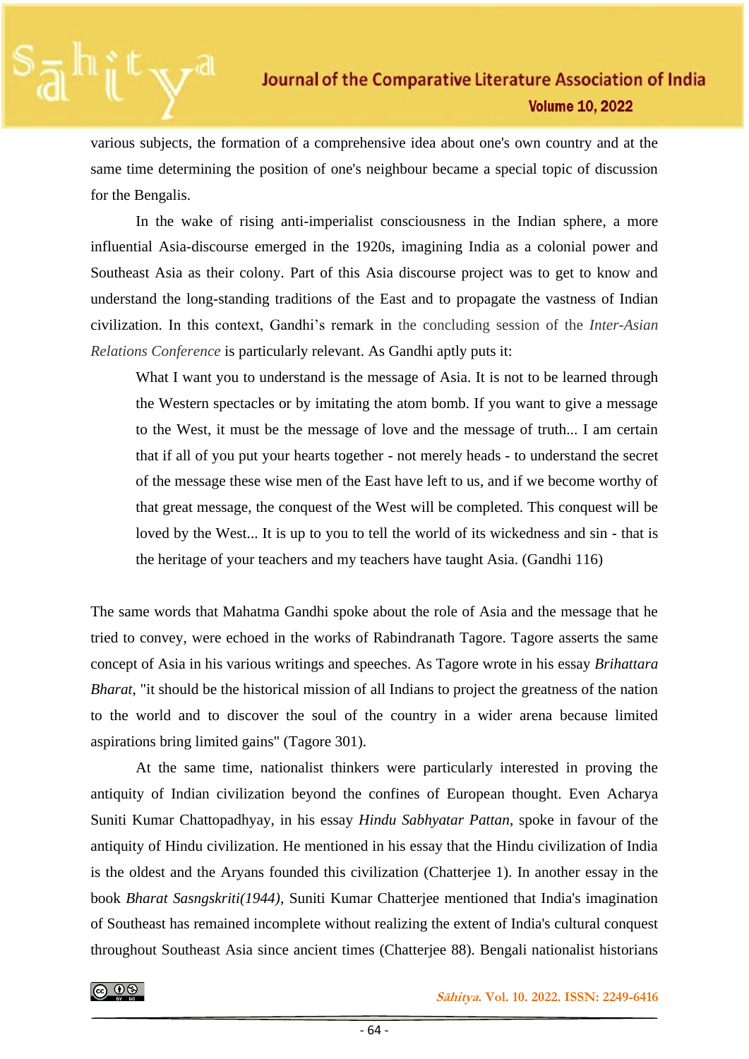various subjects, the formation of a comprehensive idea about one's own country and at the same time determining the position of one's neighbour became a special topic of discussion for the Bengalis.

In the wake of rising anti-imperialist consciousness in the Indian sphere, a more influential Asia-discourse emerged in the 1920s, imagining India as a colonial power and Southeast Asia as their colony. Part of this Asia discourse project was to get to know and understand the long-standing traditions of the East and to propagate the vastness of Indian civilization. In this context, Gandhi's remark in the concluding session of the *Inter-Asian Relations Conference* is particularly relevant. As Gandhi aptly puts it:

> What I want you to understand is the message of Asia. It is not to be learned through the Western spectacles or by imitating the atom bomb. If you want to give a message to the West, it must be the message of love and the message of truth... I am certain that if all of you put your hearts together - not merely heads - to understand the secret of the message these wise men of the East have left to us, and if we become worthy of that great message, the conquest of the West will be completed. This conquest will be loved by the West... It is up to you to tell the world of its wickedness and sin - that is the heritage of your teachers and my teachers have taught Asia. (Gandhi 116)

The same words that Mahatma Gandhi spoke about the role of Asia and the message that he tried to convey, were echoed in the works of Rabindranath Tagore. Tagore asserts the same concept of Asia in his various writings and speeches. As Tagore wrote in his essay *Brihattara Bharat*, "it should be the historical mission of all Indians to project the greatness of the nation to the world and to discover the soul of the country in a wider arena because limited aspirations bring limited gains" (Tagore 301).

At the same time, nationalist thinkers were particularly interested in proving the antiquity of Indian civilization beyond the confines of European thought. Even Acharya Suniti Kumar Chattopadhyay, in his essay *Hindu Sabhyatar Pattan*, spoke in favour of the antiquity of Hindu civilization. He mentioned in his essay that the Hindu civilization of India is the oldest and the Aryans founded this civilization (Chatterjee 1). In another essay in the book *Bharat Sasngskriti(1944)*, Suniti Kumar Chatterjee mentioned that India's imagination of Southeast has remained incomplete without realizing the extent of India's cultural conquest throughout Southeast Asia since ancient times (Chatterjee 88). Bengali nationalist historians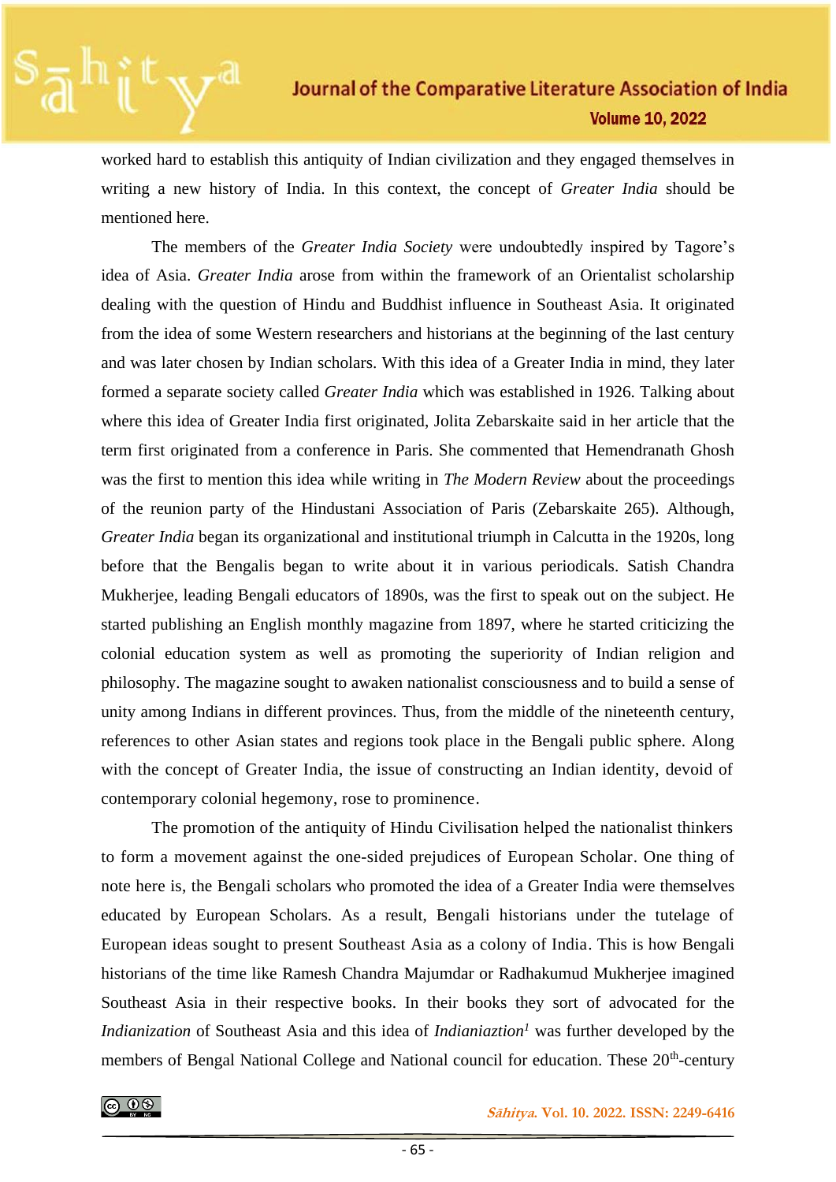worked hard to establish this antiquity of Indian civilization and they engaged themselves in writing a new history of India. In this context, the concept of *Greater India* should be mentioned here.

The members of the *Greater India Society* were undoubtedly inspired by Tagore's idea of Asia. *Greater India* arose from within the framework of an Orientalist scholarship dealing with the question of Hindu and Buddhist influence in Southeast Asia. It originated from the idea of some Western researchers and historians at the beginning of the last century and was later chosen by Indian scholars. With this idea of a Greater India in mind, they later formed a separate society called *Greater India* which was established in 1926. Talking about where this idea of Greater India first originated, Jolita Zebarskaite said in her article that the term first originated from a conference in Paris. She commented that Hemendranath Ghosh was the first to mention this idea while writing in *The Modern Review* about the proceedings of the reunion party of the Hindustani Association of Paris (Zebarskaite 265). Although, *Greater India* began its organizational and institutional triumph in Calcutta in the 1920s, long before that the Bengalis began to write about it in various periodicals. Satish Chandra Mukherjee, leading Bengali educators of 1890s, was the first to speak out on the subject. He started publishing an English monthly magazine from 1897, where he started criticizing the colonial education system as well as promoting the superiority of Indian religion and philosophy. The magazine sought to awaken nationalist consciousness and to build a sense of unity among Indians in different provinces. Thus, from the middle of the nineteenth century, references to other Asian states and regions took place in the Bengali public sphere. Along with the concept of Greater India, the issue of constructing an Indian identity, devoid of contemporary colonial hegemony, rose to prominence.

The promotion of the antiquity of Hindu Civilisation helped the nationalist thinkers to form a movement against the one-sided prejudices of European Scholar. One thing of note here is, the Bengali scholars who promoted the idea of a Greater India were themselves educated by European Scholars. As a result, Bengali historians under the tutelage of European ideas sought to present Southeast Asia as a colony of India. This is how Bengali historians of the time like Ramesh Chandra Majumdar or Radhakumud Mukherjee imagined Southeast Asia in their respective books. In their books they sort of advocated for the *Indianization* of Southeast Asia and this idea of *Indianiaztion*[1] was further developed by the members of Bengal National College and National council for education. These 20th-century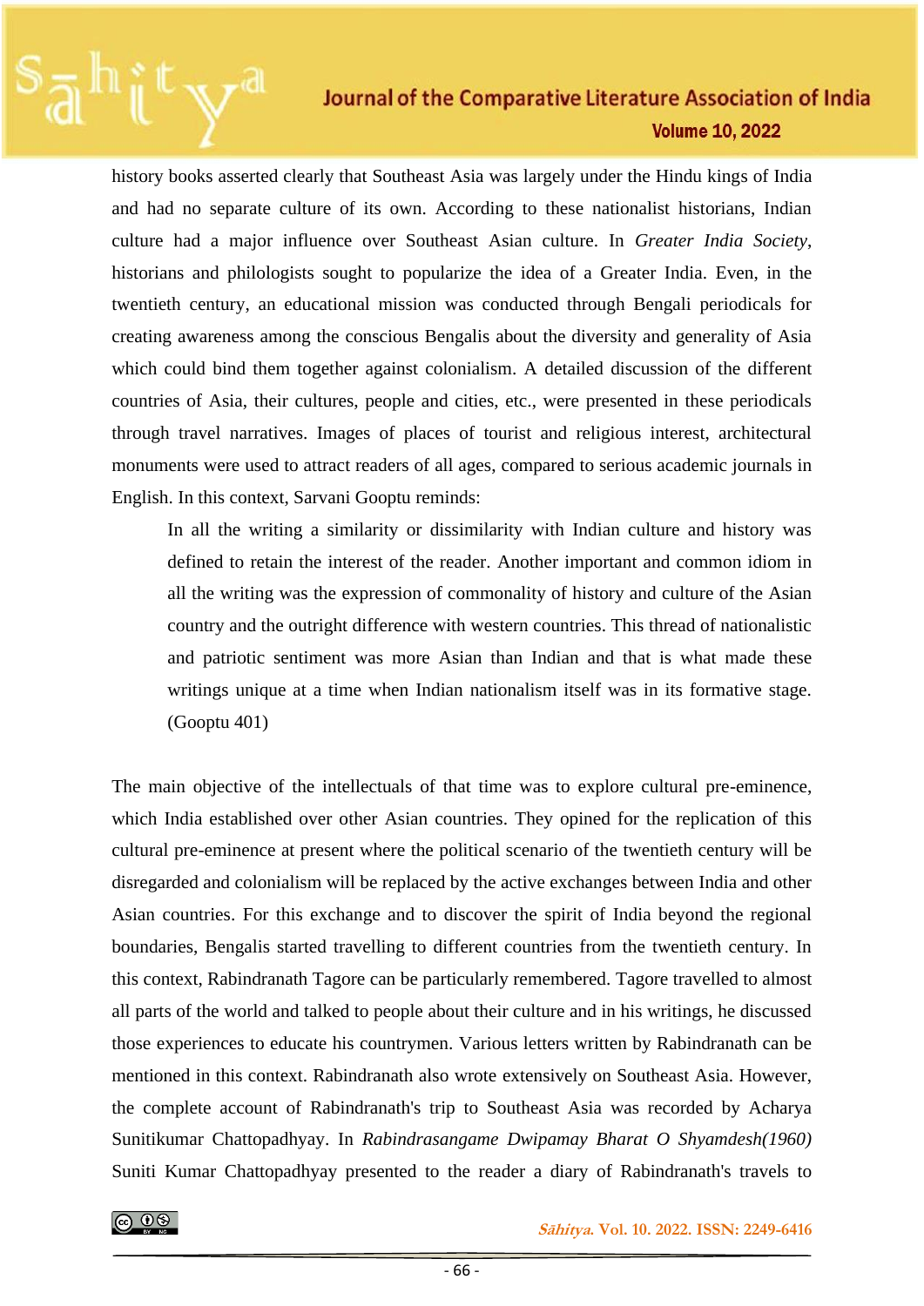history books asserted clearly that Southeast Asia was largely under the Hindu kings of India and had no separate culture of its own. According to these nationalist historians, Indian culture had a major influence over Southeast Asian culture. In *Greater India Society*, historians and philologists sought to popularize the idea of a Greater India. Even, in the twentieth century, an educational mission was conducted through Bengali periodicals for creating awareness among the conscious Bengalis about the diversity and generality of Asia which could bind them together against colonialism. A detailed discussion of the different countries of Asia, their cultures, people and cities, etc., were presented in these periodicals through travel narratives. Images of places of tourist and religious interest, architectural monuments were used to attract readers of all ages, compared to serious academic journals in English. In this context, Sarvani Gooptu reminds:

> In all the writing a similarity or dissimilarity with Indian culture and history was defined to retain the interest of the reader. Another important and common idiom in all the writing was the expression of commonality of history and culture of the Asian country and the outright difference with western countries. This thread of nationalistic and patriotic sentiment was more Asian than Indian and that is what made these writings unique at a time when Indian nationalism itself was in its formative stage. (Gooptu 401)

The main objective of the intellectuals of that time was to explore cultural pre-eminence, which India established over other Asian countries. They opined for the replication of this cultural pre-eminence at present where the political scenario of the twentieth century will be disregarded and colonialism will be replaced by the active exchanges between India and other Asian countries. For this exchange and to discover the spirit of India beyond the regional boundaries, Bengalis started travelling to different countries from the twentieth century. In this context, Rabindranath Tagore can be particularly remembered. Tagore travelled to almost all parts of the world and talked to people about their culture and in his writings, he discussed those experiences to educate his countrymen. Various letters written by Rabindranath can be mentioned in this context. Rabindranath also wrote extensively on Southeast Asia. However, the complete account of Rabindranath's trip to Southeast Asia was recorded by Acharya Sunitikumar Chattopadhyay. In *Rabindrasangame Dwipamay Bharat O Shyamdesh(1960)* Suniti Kumar Chattopadhyay presented to the reader a diary of Rabindranath's travels to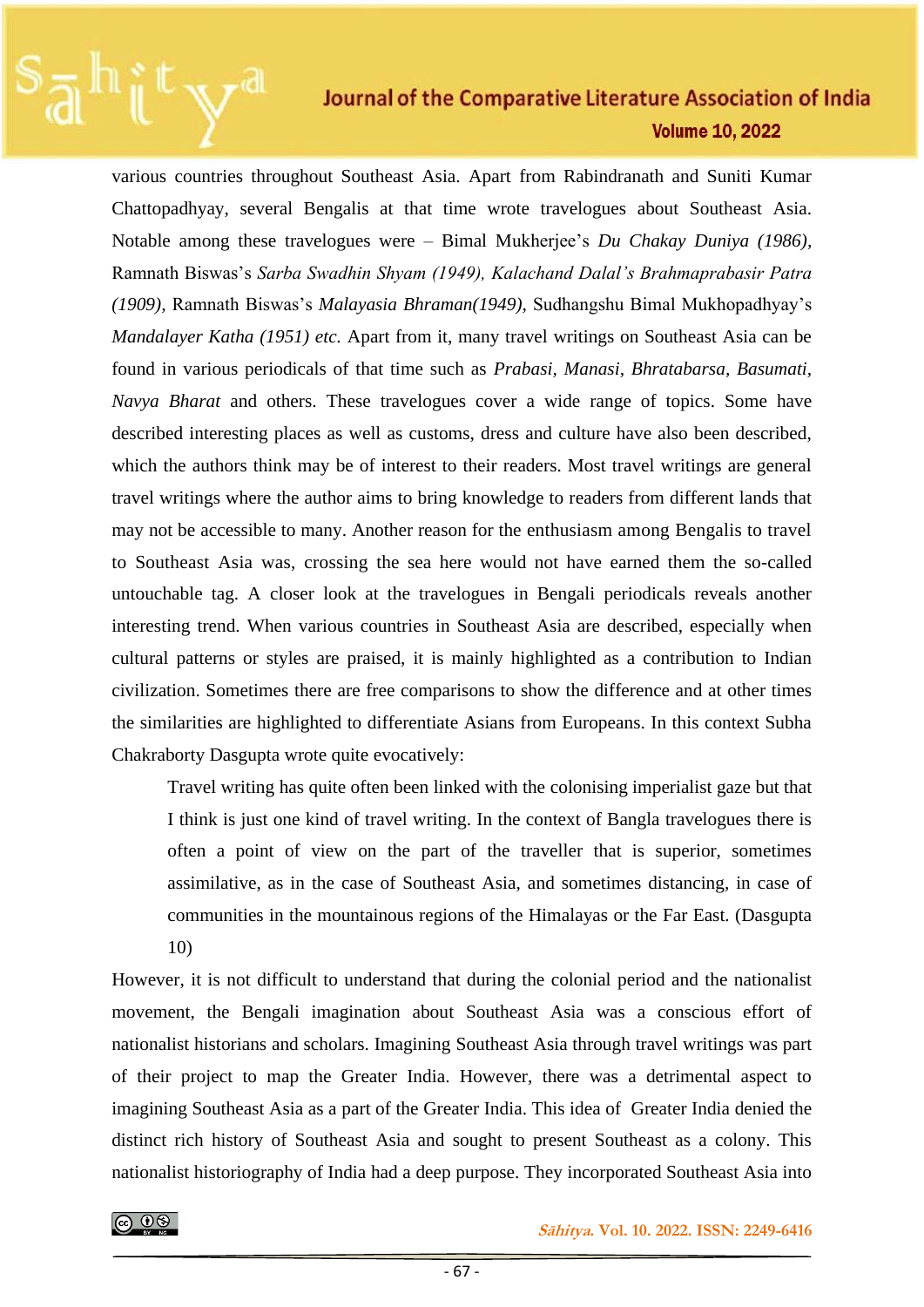various countries throughout Southeast Asia. Apart from Rabindranath and Suniti Kumar Chattopadhyay, several Bengalis at that time wrote travelogues about Southeast Asia. Notable among these travelogues were – Bimal Mukherjee's *Du Chakay Duniya (1986),* Ramnath Biswas's *Sarba Swadhin Shyam (1949), Kalachand Dalal's Brahmaprabasir Patra (1909),* Ramnath Biswas's *Malayasia Bhraman(1949),* Sudhangshu Bimal Mukhopadhyay's *Mandalayer Katha (1951) etc.* Apart from it, many travel writings on Southeast Asia can be found in various periodicals of that time such as *Prabasi, Manasi, Bhratabarsa, Basumati, Navya Bharat* and others. These travelogues cover a wide range of topics. Some have described interesting places as well as customs, dress and culture have also been described, which the authors think may be of interest to their readers. Most travel writings are general travel writings where the author aims to bring knowledge to readers from different lands that may not be accessible to many. Another reason for the enthusiasm among Bengalis to travel to Southeast Asia was, crossing the sea here would not have earned them the so-called untouchable tag. A closer look at the travelogues in Bengali periodicals reveals another interesting trend. When various countries in Southeast Asia are described, especially when cultural patterns or styles are praised, it is mainly highlighted as a contribution to Indian civilization. Sometimes there are free comparisons to show the difference and at other times the similarities are highlighted to differentiate Asians from Europeans. In this context Subha Chakraborty Dasgupta wrote quite evocatively:

> Travel writing has quite often been linked with the colonising imperialist gaze but that I think is just one kind of travel writing. In the context of Bangla travelogues there is often a point of view on the part of the traveller that is superior, sometimes assimilative, as in the case of Southeast Asia, and sometimes distancing, in case of communities in the mountainous regions of the Himalayas or the Far East. (Dasgupta 10)

However, it is not difficult to understand that during the colonial period and the nationalist movement, the Bengali imagination about Southeast Asia was a conscious effort of nationalist historians and scholars. Imagining Southeast Asia through travel writings was part of their project to map the Greater India. However, there was a detrimental aspect to imagining Southeast Asia as a part of the Greater India. This idea of Greater India denied the distinct rich history of Southeast Asia and sought to present Southeast as a colony. This nationalist historiography of India had a deep purpose. They incorporated Southeast Asia into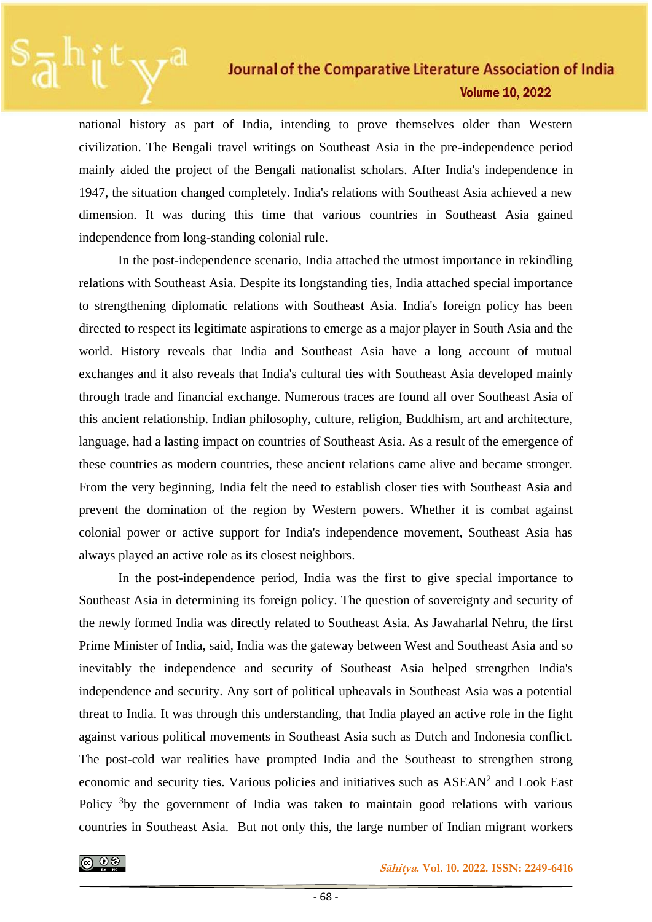national history as part of India, intending to prove themselves older than Western civilization. The Bengali travel writings on Southeast Asia in the pre-independence period mainly aided the project of the Bengali nationalist scholars. After India's independence in 1947, the situation changed completely. India's relations with Southeast Asia achieved a new dimension. It was during this time that various countries in Southeast Asia gained independence from long-standing colonial rule.

In the post-independence scenario, India attached the utmost importance in rekindling relations with Southeast Asia. Despite its longstanding ties, India attached special importance to strengthening diplomatic relations with Southeast Asia. India's foreign policy has been directed to respect its legitimate aspirations to emerge as a major player in South Asia and the world. History reveals that India and Southeast Asia have a long account of mutual exchanges and it also reveals that India's cultural ties with Southeast Asia developed mainly through trade and financial exchange. Numerous traces are found all over Southeast Asia of this ancient relationship. Indian philosophy, culture, religion, Buddhism, art and architecture, language, had a lasting impact on countries of Southeast Asia. As a result of the emergence of these countries as modern countries, these ancient relations came alive and became stronger. From the very beginning, India felt the need to establish closer ties with Southeast Asia and prevent the domination of the region by Western powers. Whether it is combat against colonial power or active support for India's independence movement, Southeast Asia has always played an active role as its closest neighbors.

In the post-independence period, India was the first to give special importance to Southeast Asia in determining its foreign policy. The question of sovereignty and security of the newly formed India was directly related to Southeast Asia. As Jawaharlal Nehru, the first Prime Minister of India, said, India was the gateway between West and Southeast Asia and so inevitably the independence and security of Southeast Asia helped strengthen India's independence and security. Any sort of political upheavals in Southeast Asia was a potential threat to India. It was through this understanding, that India played an active role in the fight against various political movements in Southeast Asia such as Dutch and Indonesia conflict. The post-cold war realities have prompted India and the Southeast to strengthen strong economic and security ties. Various policies and initiatives such as ASEAN[2] and Look East Policy [3]by the government of India was taken to maintain good relations with various countries in Southeast Asia. But not only this, the large number of Indian migrant workers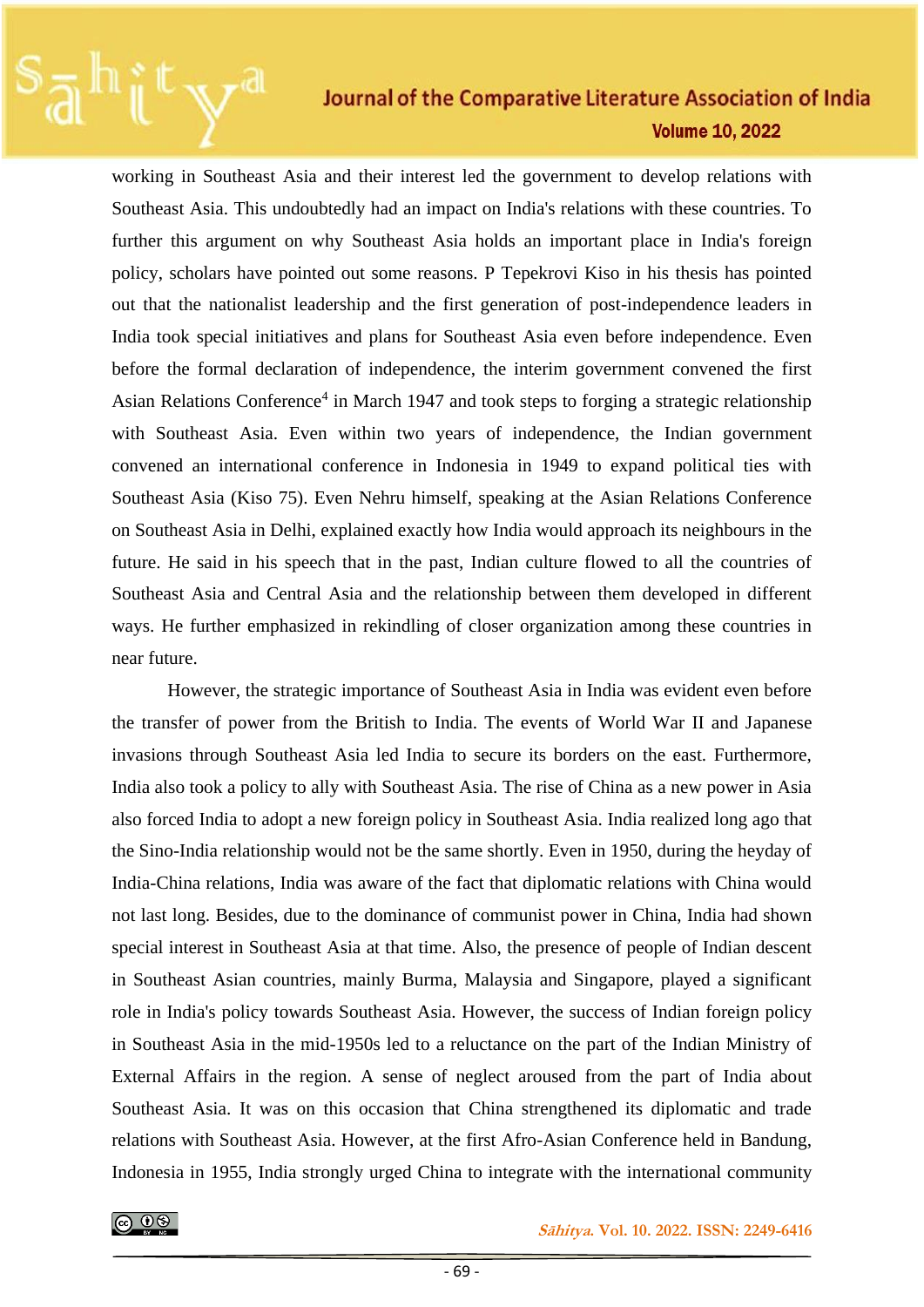working in Southeast Asia and their interest led the government to develop relations with Southeast Asia. This undoubtedly had an impact on India's relations with these countries. To further this argument on why Southeast Asia holds an important place in India's foreign policy, scholars have pointed out some reasons. P Tepekrovi Kiso in his thesis has pointed out that the nationalist leadership and the first generation of post-independence leaders in India took special initiatives and plans for Southeast Asia even before independence. Even before the formal declaration of independence, the interim government convened the first Asian Relations Conference[4] in March 1947 and took steps to forging a strategic relationship with Southeast Asia. Even within two years of independence, the Indian government convened an international conference in Indonesia in 1949 to expand political ties with Southeast Asia (Kiso 75). Even Nehru himself, speaking at the Asian Relations Conference on Southeast Asia in Delhi, explained exactly how India would approach its neighbours in the future. He said in his speech that in the past, Indian culture flowed to all the countries of Southeast Asia and Central Asia and the relationship between them developed in different ways. He further emphasized in rekindling of closer organization among these countries in near future.

However, the strategic importance of Southeast Asia in India was evident even before the transfer of power from the British to India. The events of World War II and Japanese invasions through Southeast Asia led India to secure its borders on the east. Furthermore, India also took a policy to ally with Southeast Asia. The rise of China as a new power in Asia also forced India to adopt a new foreign policy in Southeast Asia. India realized long ago that the Sino-India relationship would not be the same shortly. Even in 1950, during the heyday of India-China relations, India was aware of the fact that diplomatic relations with China would not last long. Besides, due to the dominance of communist power in China, India had shown special interest in Southeast Asia at that time. Also, the presence of people of Indian descent in Southeast Asian countries, mainly Burma, Malaysia and Singapore, played a significant role in India's policy towards Southeast Asia. However, the success of Indian foreign policy in Southeast Asia in the mid-1950s led to a reluctance on the part of the Indian Ministry of External Affairs in the region. A sense of neglect aroused from the part of India about Southeast Asia. It was on this occasion that China strengthened its diplomatic and trade relations with Southeast Asia. However, at the first Afro-Asian Conference held in Bandung, Indonesia in 1955, India strongly urged China to integrate with the international community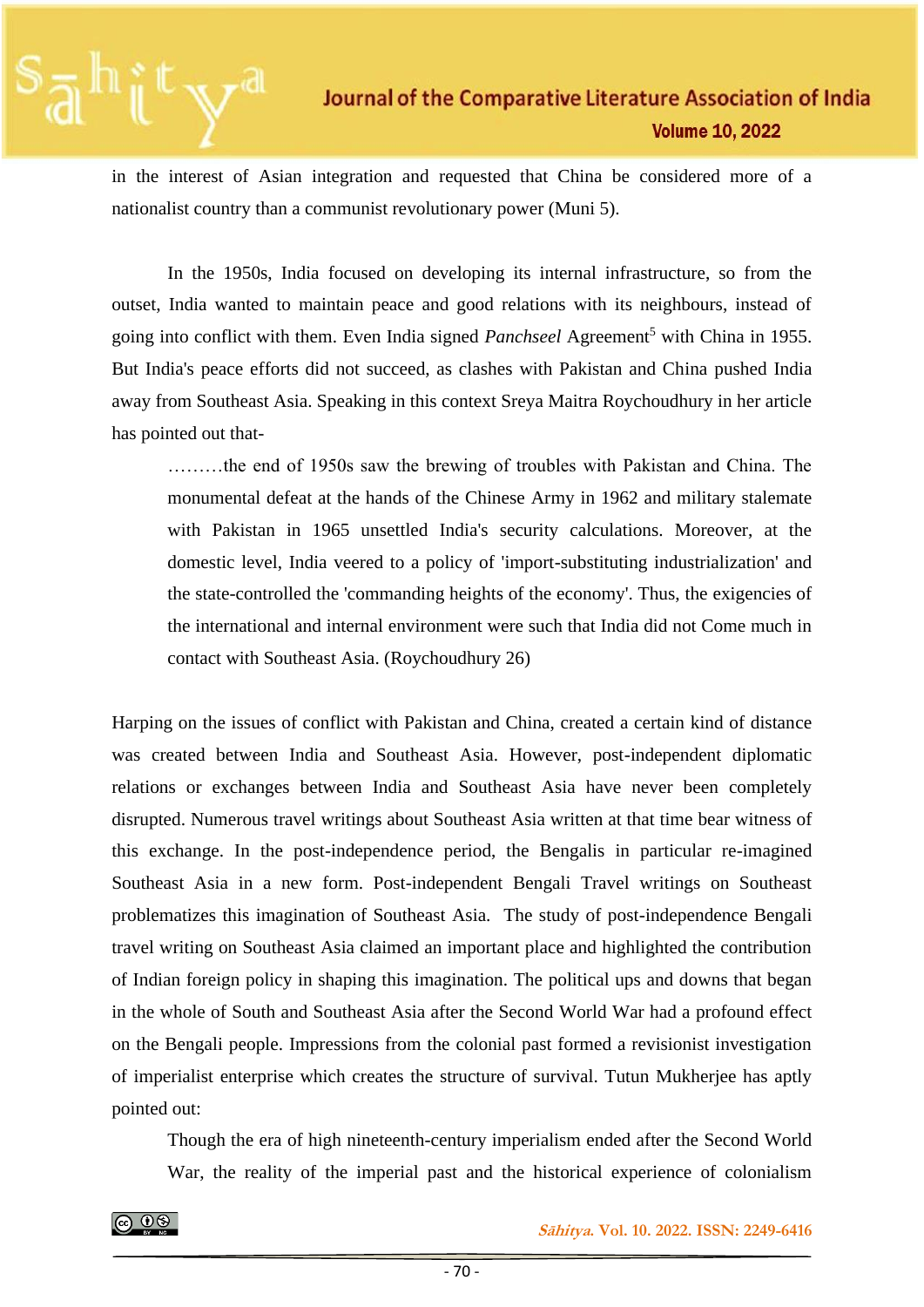in the interest of Asian integration and requested that China be considered more of a nationalist country than a communist revolutionary power (Muni 5).

In the 1950s, India focused on developing its internal infrastructure, so from the outset, India wanted to maintain peace and good relations with its neighbours, instead of going into conflict with them. Even India signed *Panchseel* Agreement[5] with China in 1955. But India's peace efforts did not succeed, as clashes with Pakistan and China pushed India away from Southeast Asia. Speaking in this context Sreya Maitra Roychoudhury in her article has pointed out that-

> ………the end of 1950s saw the brewing of troubles with Pakistan and China. The monumental defeat at the hands of the Chinese Army in 1962 and military stalemate with Pakistan in 1965 unsettled India's security calculations. Moreover, at the domestic level, India veered to a policy of 'import-substituting industrialization' and the state-controlled the 'commanding heights of the economy'. Thus, the exigencies of the international and internal environment were such that India did not Come much in contact with Southeast Asia. (Roychoudhury 26)

Harping on the issues of conflict with Pakistan and China, created a certain kind of distance was created between India and Southeast Asia. However, post-independent diplomatic relations or exchanges between India and Southeast Asia have never been completely disrupted. Numerous travel writings about Southeast Asia written at that time bear witness of this exchange. In the post-independence period, the Bengalis in particular re-imagined Southeast Asia in a new form. Post-independent Bengali Travel writings on Southeast problematizes this imagination of Southeast Asia. The study of post-independence Bengali travel writing on Southeast Asia claimed an important place and highlighted the contribution of Indian foreign policy in shaping this imagination. The political ups and downs that began in the whole of South and Southeast Asia after the Second World War had a profound effect on the Bengali people. Impressions from the colonial past formed a revisionist investigation of imperialist enterprise which creates the structure of survival. Tutun Mukherjee has aptly pointed out:

> Though the era of high nineteenth-century imperialism ended after the Second World War, the reality of the imperial past and the historical experience of colonialism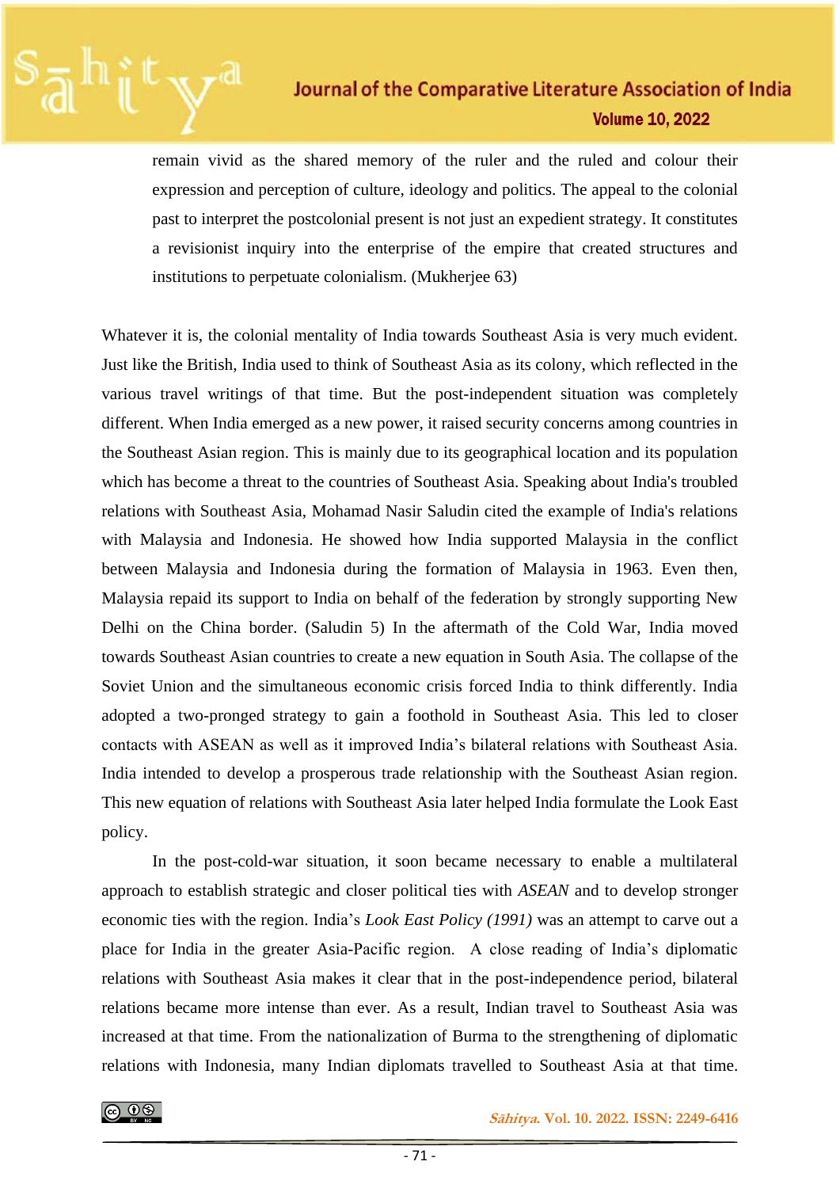> remain vivid as the shared memory of the ruler and the ruled and colour their expression and perception of culture, ideology and politics. The appeal to the colonial past to interpret the postcolonial present is not just an expedient strategy. It constitutes a revisionist inquiry into the enterprise of the empire that created structures and institutions to perpetuate colonialism. (Mukherjee 63)

Whatever it is, the colonial mentality of India towards Southeast Asia is very much evident. Just like the British, India used to think of Southeast Asia as its colony, which reflected in the various travel writings of that time. But the post-independent situation was completely different. When India emerged as a new power, it raised security concerns among countries in the Southeast Asian region. This is mainly due to its geographical location and its population which has become a threat to the countries of Southeast Asia. Speaking about India's troubled relations with Southeast Asia, Mohamad Nasir Saludin cited the example of India's relations with Malaysia and Indonesia. He showed how India supported Malaysia in the conflict between Malaysia and Indonesia during the formation of Malaysia in 1963. Even then, Malaysia repaid its support to India on behalf of the federation by strongly supporting New Delhi on the China border. (Saludin 5) In the aftermath of the Cold War, India moved towards Southeast Asian countries to create a new equation in South Asia. The collapse of the Soviet Union and the simultaneous economic crisis forced India to think differently. India adopted a two-pronged strategy to gain a foothold in Southeast Asia. This led to closer contacts with ASEAN as well as it improved India's bilateral relations with Southeast Asia. India intended to develop a prosperous trade relationship with the Southeast Asian region. This new equation of relations with Southeast Asia later helped India formulate the Look East policy.

In the post-cold-war situation, it soon became necessary to enable a multilateral approach to establish strategic and closer political ties with *ASEAN* and to develop stronger economic ties with the region. India's *Look East Policy (1991)* was an attempt to carve out a place for India in the greater Asia-Pacific region. A close reading of India's diplomatic relations with Southeast Asia makes it clear that in the post-independence period, bilateral relations became more intense than ever. As a result, Indian travel to Southeast Asia was increased at that time. From the nationalization of Burma to the strengthening of diplomatic relations with Indonesia, many Indian diplomats travelled to Southeast Asia at that time.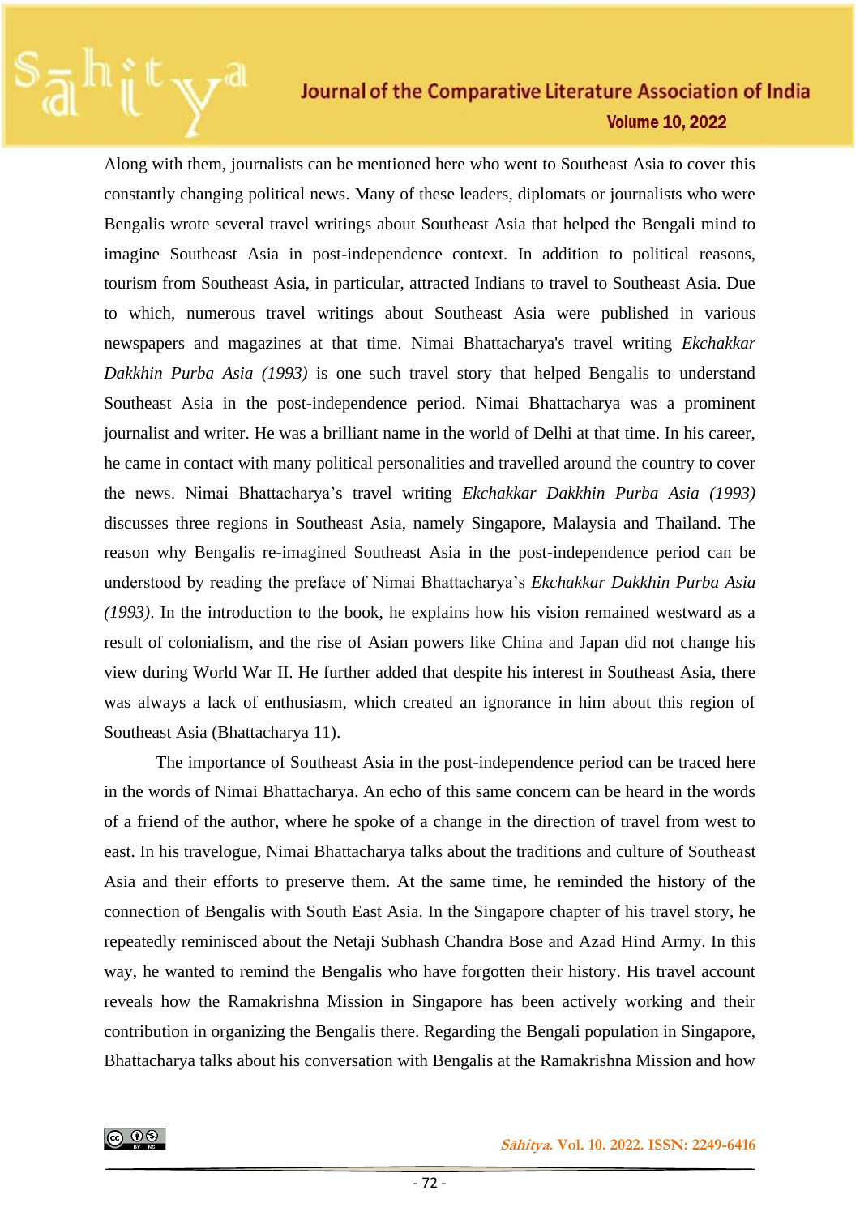Along with them, journalists can be mentioned here who went to Southeast Asia to cover this constantly changing political news. Many of these leaders, diplomats or journalists who were Bengalis wrote several travel writings about Southeast Asia that helped the Bengali mind to imagine Southeast Asia in post-independence context. In addition to political reasons, tourism from Southeast Asia, in particular, attracted Indians to travel to Southeast Asia. Due to which, numerous travel writings about Southeast Asia were published in various newspapers and magazines at that time. Nimai Bhattacharya's travel writing *Ekchakkar Dakkhin Purba Asia (1993)* is one such travel story that helped Bengalis to understand Southeast Asia in the post-independence period. Nimai Bhattacharya was a prominent journalist and writer. He was a brilliant name in the world of Delhi at that time. In his career, he came in contact with many political personalities and travelled around the country to cover the news. Nimai Bhattacharya's travel writing *Ekchakkar Dakkhin Purba Asia (1993)* discusses three regions in Southeast Asia, namely Singapore, Malaysia and Thailand. The reason why Bengalis re-imagined Southeast Asia in the post-independence period can be understood by reading the preface of Nimai Bhattacharya's *Ekchakkar Dakkhin Purba Asia (1993)*. In the introduction to the book, he explains how his vision remained westward as a result of colonialism, and the rise of Asian powers like China and Japan did not change his view during World War II. He further added that despite his interest in Southeast Asia, there was always a lack of enthusiasm, which created an ignorance in him about this region of Southeast Asia (Bhattacharya 11).

The importance of Southeast Asia in the post-independence period can be traced here in the words of Nimai Bhattacharya. An echo of this same concern can be heard in the words of a friend of the author, where he spoke of a change in the direction of travel from west to east. In his travelogue, Nimai Bhattacharya talks about the traditions and culture of Southeast Asia and their efforts to preserve them. At the same time, he reminded the history of the connection of Bengalis with South East Asia. In the Singapore chapter of his travel story, he repeatedly reminisced about the Netaji Subhash Chandra Bose and Azad Hind Army. In this way, he wanted to remind the Bengalis who have forgotten their history. His travel account reveals how the Ramakrishna Mission in Singapore has been actively working and their contribution in organizing the Bengalis there. Regarding the Bengali population in Singapore, Bhattacharya talks about his conversation with Bengalis at the Ramakrishna Mission and how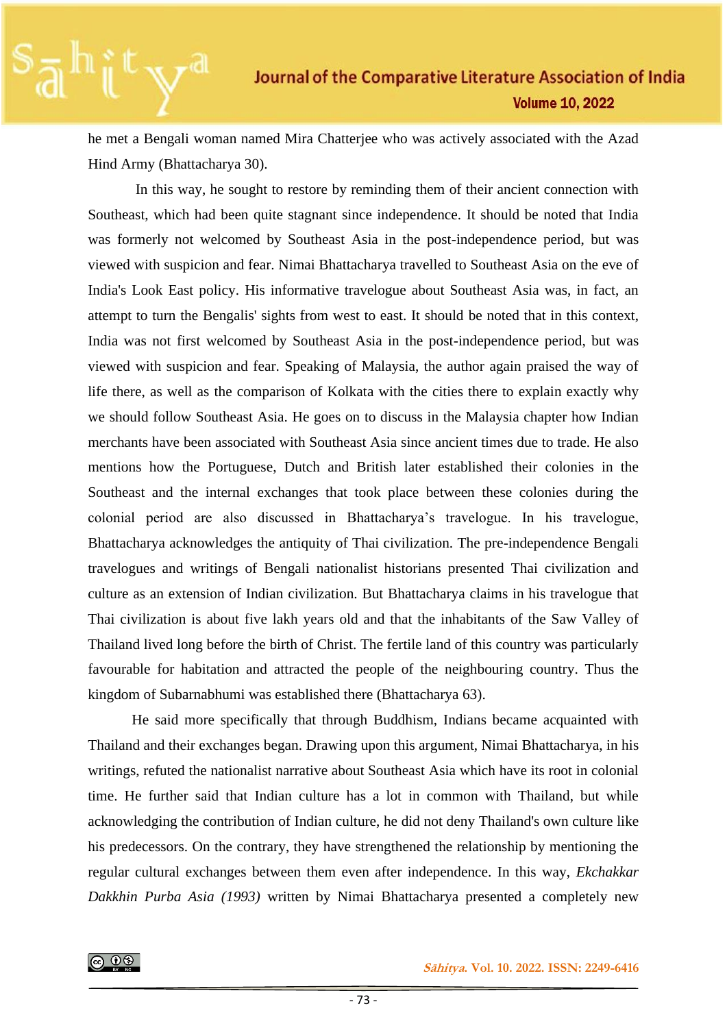he met a Bengali woman named Mira Chatterjee who was actively associated with the Azad Hind Army (Bhattacharya 30).

In this way, he sought to restore by reminding them of their ancient connection with Southeast, which had been quite stagnant since independence. It should be noted that India was formerly not welcomed by Southeast Asia in the post-independence period, but was viewed with suspicion and fear. Nimai Bhattacharya travelled to Southeast Asia on the eve of India's Look East policy. His informative travelogue about Southeast Asia was, in fact, an attempt to turn the Bengalis' sights from west to east. It should be noted that in this context, India was not first welcomed by Southeast Asia in the post-independence period, but was viewed with suspicion and fear. Speaking of Malaysia, the author again praised the way of life there, as well as the comparison of Kolkata with the cities there to explain exactly why we should follow Southeast Asia. He goes on to discuss in the Malaysia chapter how Indian merchants have been associated with Southeast Asia since ancient times due to trade. He also mentions how the Portuguese, Dutch and British later established their colonies in the Southeast and the internal exchanges that took place between these colonies during the colonial period are also discussed in Bhattacharya's travelogue. In his travelogue, Bhattacharya acknowledges the antiquity of Thai civilization. The pre-independence Bengali travelogues and writings of Bengali nationalist historians presented Thai civilization and culture as an extension of Indian civilization. But Bhattacharya claims in his travelogue that Thai civilization is about five lakh years old and that the inhabitants of the Saw Valley of Thailand lived long before the birth of Christ. The fertile land of this country was particularly favourable for habitation and attracted the people of the neighbouring country. Thus the kingdom of Subarnabhumi was established there (Bhattacharya 63).

He said more specifically that through Buddhism, Indians became acquainted with Thailand and their exchanges began. Drawing upon this argument, Nimai Bhattacharya, in his writings, refuted the nationalist narrative about Southeast Asia which have its root in colonial time. He further said that Indian culture has a lot in common with Thailand, but while acknowledging the contribution of Indian culture, he did not deny Thailand's own culture like his predecessors. On the contrary, they have strengthened the relationship by mentioning the regular cultural exchanges between them even after independence. In this way, *Ekchakkar Dakkhin Purba Asia (1993)* written by Nimai Bhattacharya presented a completely new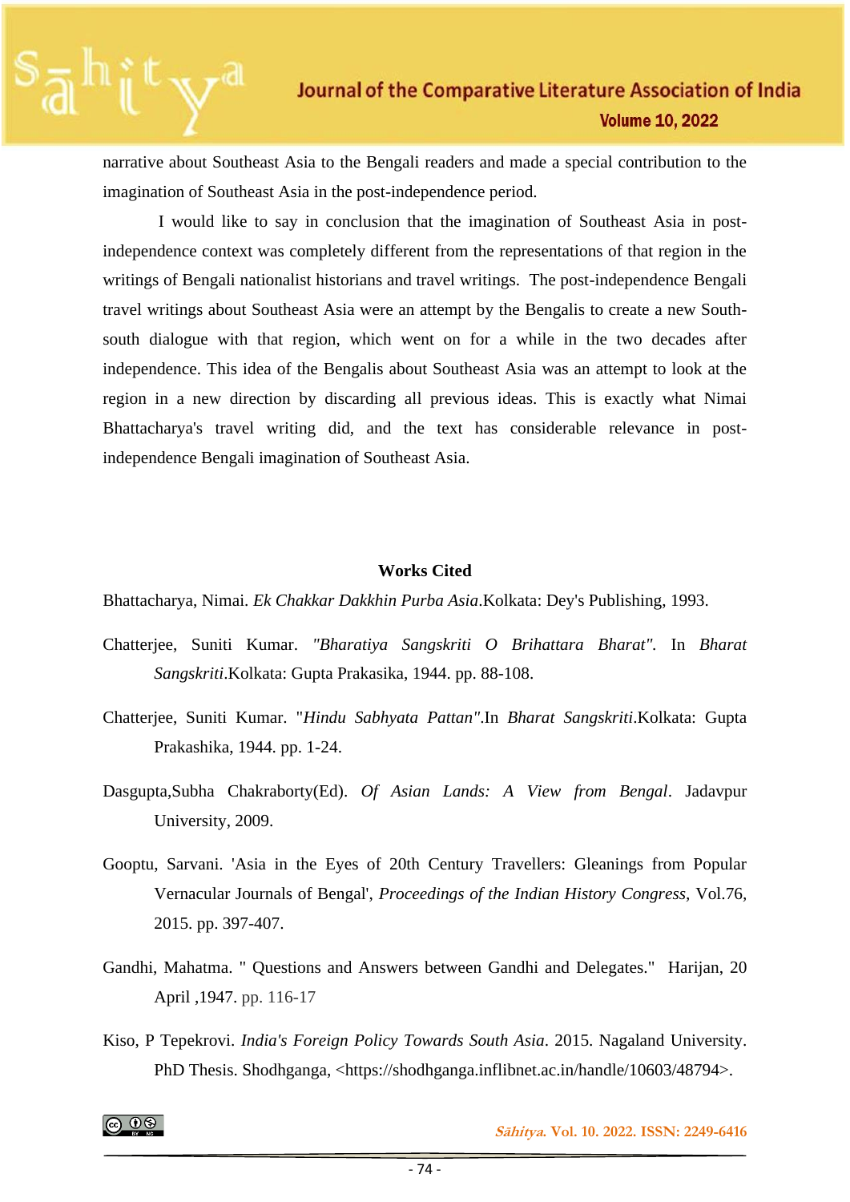narrative about Southeast Asia to the Bengali readers and made a special contribution to the imagination of Southeast Asia in the post-independence period.

I would like to say in conclusion that the imagination of Southeast Asia in post-independence context was completely different from the representations of that region in the writings of Bengali nationalist historians and travel writings. The post-independence Bengali travel writings about Southeast Asia were an attempt by the Bengalis to create a new South-south dialogue with that region, which went on for a while in the two decades after independence. This idea of the Bengalis about Southeast Asia was an attempt to look at the region in a new direction by discarding all previous ideas. This is exactly what Nimai Bhattacharya's travel writing did, and the text has considerable relevance in post-independence Bengali imagination of Southeast Asia.

**Works Cited**

Bhattacharya, Nimai. *Ek Chakkar Dakkhin Purba Asia*.Kolkata: Dey's Publishing, 1993.

Chatterjee, Suniti Kumar. *"Bharatiya Sangskriti O Brihattara Bharat"*. In *Bharat Sangskriti*.Kolkata: Gupta Prakasika, 1944. pp. 88-108.

Chatterjee, Suniti Kumar. "*Hindu Sabhyata Pattan"*.In *Bharat Sangskriti*.Kolkata: Gupta Prakashika, 1944. pp. 1-24.

Dasgupta,Subha Chakraborty(Ed). *Of Asian Lands: A View from Bengal*. Jadavpur University, 2009.

Gooptu, Sarvani. 'Asia in the Eyes of 20th Century Travellers: Gleanings from Popular Vernacular Journals of Bengal', *Proceedings of the Indian History Congress*, Vol.76, 2015. pp. 397-407.

Gandhi, Mahatma. " Questions and Answers between Gandhi and Delegates." Harijan, 20 April ,1947. pp. 116-17

Kiso, P Tepekrovi. *India's Foreign Policy Towards South Asia*. 2015. Nagaland University. PhD Thesis. Shodhganga, <https://shodhganga.inflibnet.ac.in/handle/10603/48794>.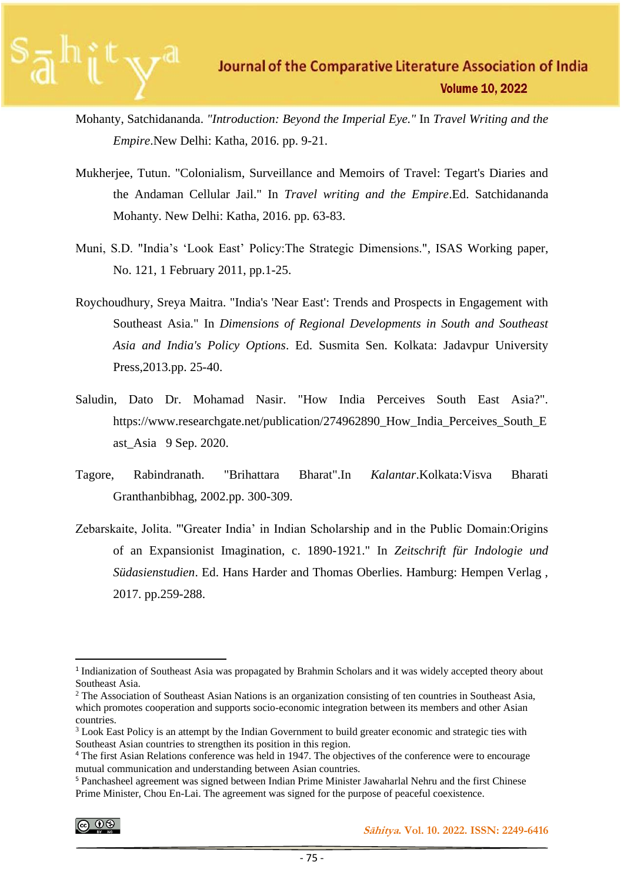Mohanty, Satchidananda. *"Introduction: Beyond the Imperial Eye."* In *Travel Writing and the Empire*.New Delhi: Katha, 2016. pp. 9-21.

Mukherjee, Tutun. "Colonialism, Surveillance and Memoirs of Travel: Tegart's Diaries and the Andaman Cellular Jail." In *Travel writing and the Empire*.Ed. Satchidananda Mohanty. New Delhi: Katha, 2016. pp. 63-83.

Muni, S.D. "India's 'Look East' Policy:The Strategic Dimensions.", ISAS Working paper, No. 121, 1 February 2011, pp.1-25.

Roychoudhury, Sreya Maitra. "India's 'Near East': Trends and Prospects in Engagement with Southeast Asia." In *Dimensions of Regional Developments in South and Southeast Asia and India's Policy Options*. Ed. Susmita Sen. Kolkata: Jadavpur University Press,2013.pp. 25-40.

Saludin, Dato Dr. Mohamad Nasir. "How India Perceives South East Asia?". https://www.researchgate.net/publication/274962890_How_India_Perceives_South_East_Asia 9 Sep. 2020.

Tagore, Rabindranath. "Brihattara Bharat".In *Kalantar*.Kolkata:Visva Bharati Granthanbibhag, 2002.pp. 300-309.

Zebarskaite, Jolita. "'Greater India' in Indian Scholarship and in the Public Domain:Origins of an Expansionist Imagination, c. 1890-1921." In *Zeitschrift für Indologie und Südasienstudien*. Ed. Hans Harder and Thomas Oberlies. Hamburg: Hempen Verlag , 2017. pp.259-288.

---

[1] Indianization of Southeast Asia was propagated by Brahmin Scholars and it was widely accepted theory about Southeast Asia.

[2] The Association of Southeast Asian Nations is an organization consisting of ten countries in Southeast Asia, which promotes cooperation and supports socio-economic integration between its members and other Asian countries.

[3] Look East Policy is an attempt by the Indian Government to build greater economic and strategic ties with Southeast Asian countries to strengthen its position in this region.

[4] The first Asian Relations conference was held in 1947. The objectives of the conference were to encourage mutual communication and understanding between Asian countries.

[5] Panchasheel agreement was signed between Indian Prime Minister Jawaharlal Nehru and the first Chinese Prime Minister, Chou En-Lai. The agreement was signed for the purpose of peaceful coexistence.